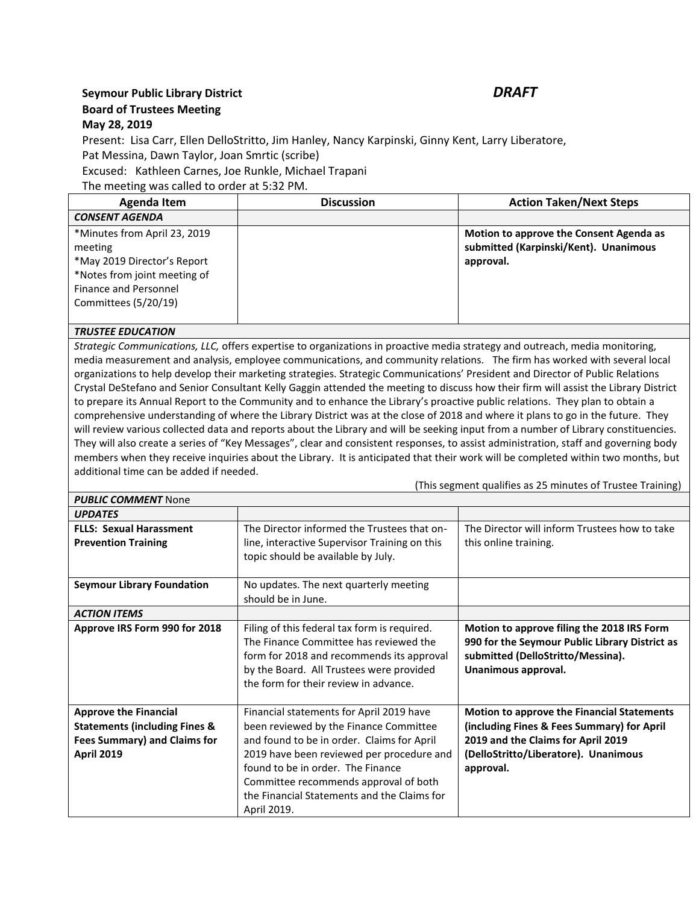**Seymour Public Library District** ***DRAFT***

**Board of Trustees Meeting**

**May 28, 2019**

Present: Lisa Carr, Ellen DelloStritto, Jim Hanley, Nancy Karpinski, Ginny Kent, Larry Liberatore, Pat Messina, Dawn Taylor, Joan Smrtic (scribe)

Excused: Kathleen Carnes, Joe Runkle, Michael Trapani

The meeting was called to order at 5:32 PM.

| Agenda Item | Discussion | Action Taken/Next Steps |
|---|---|---|
| ***CONSENT AGENDA*** | | |
| *Minutes from April 23, 2019 meeting<br>*May 2019 Director's Report<br>*Notes from joint meeting of Finance and Personnel Committees (5/20/19) | | **Motion to approve the Consent Agenda as submitted (Karpinski/Kent). Unanimous approval.** |
| ***TRUSTEE EDUCATION*** | | |

*Strategic Communications, LLC,* offers expertise to organizations in proactive media strategy and outreach, media monitoring, media measurement and analysis, employee communications, and community relations. The firm has worked with several local organizations to help develop their marketing strategies. Strategic Communications' President and Director of Public Relations Crystal DeStefano and Senior Consultant Kelly Gaggin attended the meeting to discuss how their firm will assist the Library District to prepare its Annual Report to the Community and to enhance the Library's proactive public relations. They plan to obtain a comprehensive understanding of where the Library District was at the close of 2018 and where it plans to go in the future. They will review various collected data and reports about the Library and will be seeking input from a number of Library constituencies. They will also create a series of "Key Messages", clear and consistent responses, to assist administration, staff and governing body members when they receive inquiries about the Library. It is anticipated that their work will be completed within two months, but additional time can be added if needed.

(This segment qualifies as 25 minutes of Trustee Training)

| Agenda Item | Discussion | Action Taken/Next Steps |
|---|---|---|
| ***PUBLIC COMMENT*** None | | |
| ***UPDATES*** | | |
| **FLLS: Sexual Harassment Prevention Training** | The Director informed the Trustees that on-line, interactive Supervisor Training on this topic should be available by July. | The Director will inform Trustees how to take this online training. |
| **Seymour Library Foundation** | No updates. The next quarterly meeting should be in June. | |
| ***ACTION ITEMS*** | | |
| **Approve IRS Form 990 for 2018** | Filing of this federal tax form is required. The Finance Committee has reviewed the form for 2018 and recommends its approval by the Board. All Trustees were provided the form for their review in advance. | **Motion to approve filing the 2018 IRS Form 990 for the Seymour Public Library District as submitted (DelloStritto/Messina). Unanimous approval.** |
| **Approve the Financial Statements (including Fines & Fees Summary) and Claims for April 2019** | Financial statements for April 2019 have been reviewed by the Finance Committee and found to be in order. Claims for April 2019 have been reviewed per procedure and found to be in order. The Finance Committee recommends approval of both the Financial Statements and the Claims for April 2019. | **Motion to approve the Financial Statements (including Fines & Fees Summary) for April 2019 and the Claims for April 2019 (DelloStritto/Liberatore). Unanimous approval.** |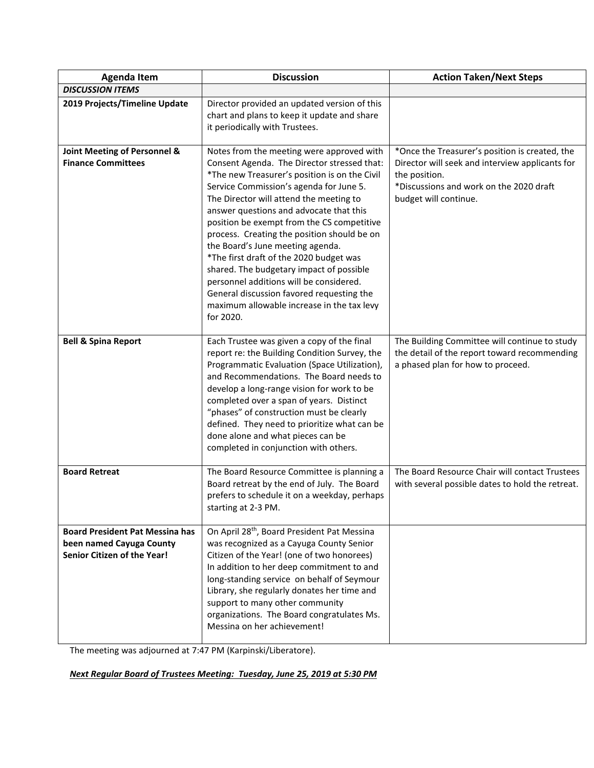| Agenda Item | Discussion | Action Taken/Next Steps |
|---|---|---|
| ***DISCUSSION ITEMS*** | | |
| **2019 Projects/Timeline Update** | Director provided an updated version of this chart and plans to keep it update and share it periodically with Trustees. | |
| **Joint Meeting of Personnel & Finance Committees** | Notes from the meeting were approved with Consent Agenda. The Director stressed that:<br>*The new Treasurer's position is on the Civil Service Commission's agenda for June 5. The Director will attend the meeting to answer questions and advocate that this position be exempt from the CS competitive process. Creating the position should be on the Board's June meeting agenda.<br>*The first draft of the 2020 budget was shared. The budgetary impact of possible personnel additions will be considered. General discussion favored requesting the maximum allowable increase in the tax levy for 2020. | *Once the Treasurer's position is created, the Director will seek and interview applicants for the position.<br>*Discussions and work on the 2020 draft budget will continue. |
| **Bell & Spina Report** | Each Trustee was given a copy of the final report re: the Building Condition Survey, the Programmatic Evaluation (Space Utilization), and Recommendations. The Board needs to develop a long-range vision for work to be completed over a span of years. Distinct "phases" of construction must be clearly defined. They need to prioritize what can be done alone and what pieces can be completed in conjunction with others. | The Building Committee will continue to study the detail of the report toward recommending a phased plan for how to proceed. |
| **Board Retreat** | The Board Resource Committee is planning a Board retreat by the end of July. The Board prefers to schedule it on a weekday, perhaps starting at 2-3 PM. | The Board Resource Chair will contact Trustees with several possible dates to hold the retreat. |
| **Board President Pat Messina has been named Cayuga County Senior Citizen of the Year!** | On April 28th, Board President Pat Messina was recognized as a Cayuga County Senior Citizen of the Year! (one of two honorees) In addition to her deep commitment to and long-standing service on behalf of Seymour Library, she regularly donates her time and support to many other community organizations. The Board congratulates Ms. Messina on her achievement! | |

The meeting was adjourned at 7:47 PM (Karpinski/Liberatore).

***<u>Next Regular Board of Trustees Meeting: Tuesday, June 25, 2019 at 5:30 PM</u>***